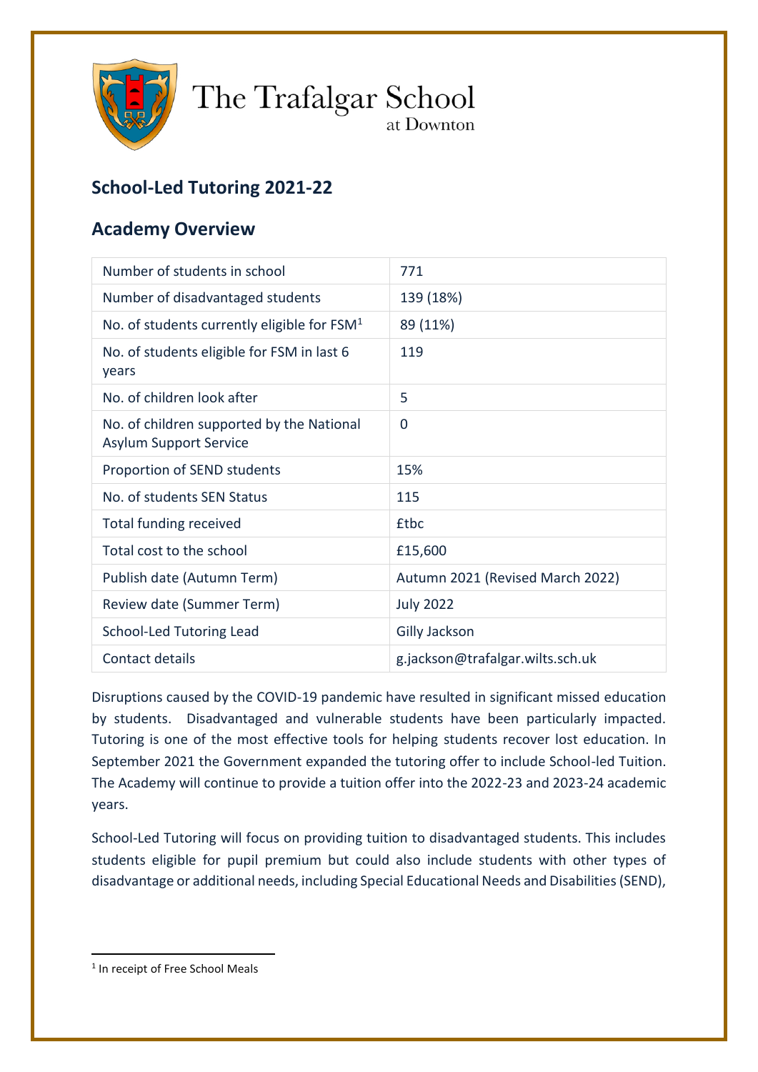# The Trafalgar School
at Downton

## School-Led Tutoring 2021-22

## Academy Overview

| | |
|---|---|
| Number of students in school | 771 |
| Number of disadvantaged students | 139 (18%) |
| No. of students currently eligible for FSM[1] | 89 (11%) |
| No. of students eligible for FSM in last 6 years | 119 |
| No. of children look after | 5 |
| No. of children supported by the National Asylum Support Service | 0 |
| Proportion of SEND students | 15% |
| No. of students SEN Status | 115 |
| Total funding received | £tbc |
| Total cost to the school | £15,600 |
| Publish date (Autumn Term) | Autumn 2021 (Revised March 2022) |
| Review date (Summer Term) | July 2022 |
| School-Led Tutoring Lead | Gilly Jackson |
| Contact details | g.jackson@trafalgar.wilts.sch.uk |

Disruptions caused by the COVID-19 pandemic have resulted in significant missed education by students. Disadvantaged and vulnerable students have been particularly impacted. Tutoring is one of the most effective tools for helping students recover lost education. In September 2021 the Government expanded the tutoring offer to include School-led Tuition. The Academy will continue to provide a tuition offer into the 2022-23 and 2023-24 academic years.

School-Led Tutoring will focus on providing tuition to disadvantaged students. This includes students eligible for pupil premium but could also include students with other types of disadvantage or additional needs, including Special Educational Needs and Disabilities (SEND),

[1] In receipt of Free School Meals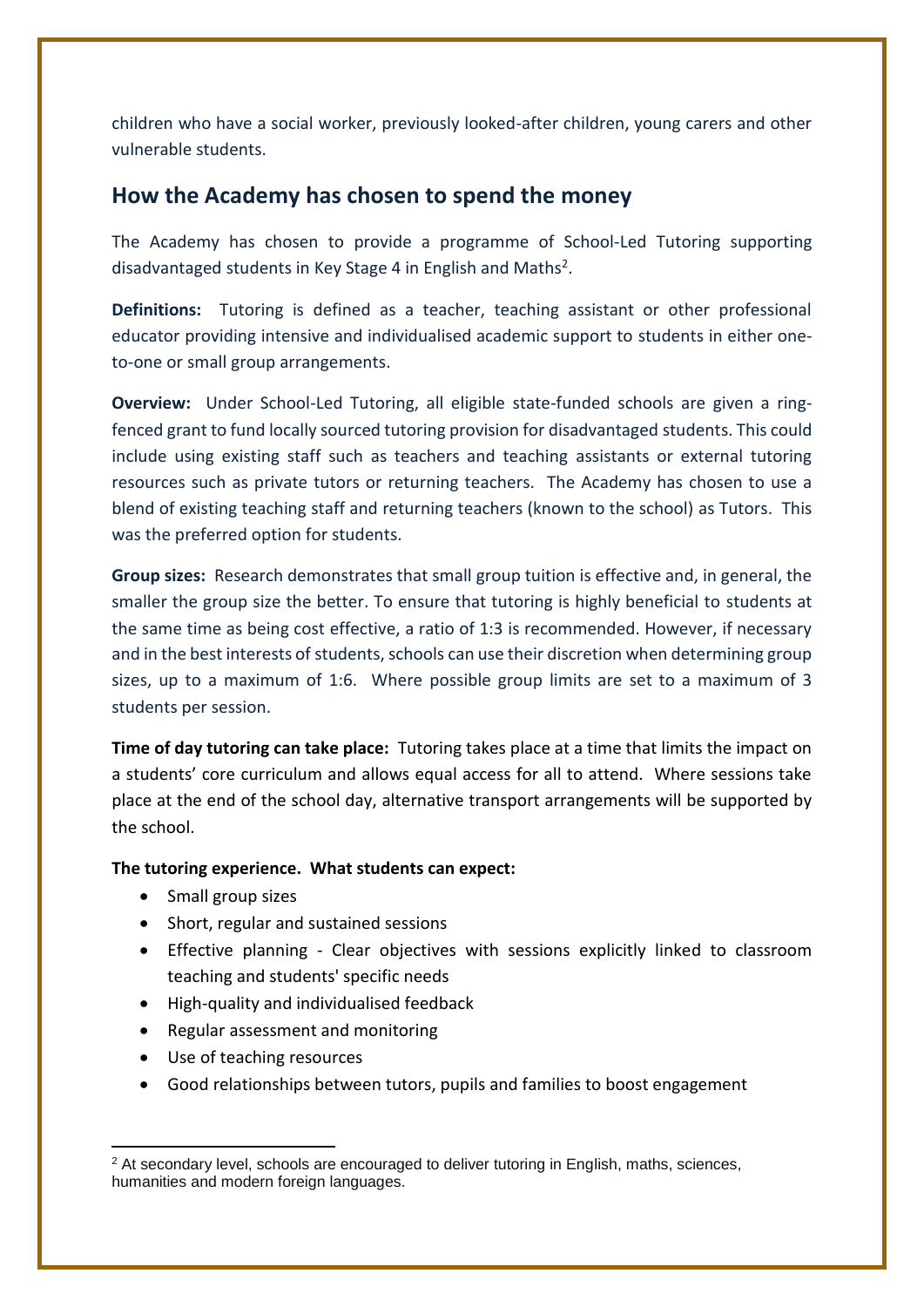children who have a social worker, previously looked-after children, young carers and other vulnerable students.

## How the Academy has chosen to spend the money

The Academy has chosen to provide a programme of School-Led Tutoring supporting disadvantaged students in Key Stage 4 in English and Maths[2].

**Definitions:** Tutoring is defined as a teacher, teaching assistant or other professional educator providing intensive and individualised academic support to students in either one-to-one or small group arrangements.

**Overview:** Under School-Led Tutoring, all eligible state-funded schools are given a ring-fenced grant to fund locally sourced tutoring provision for disadvantaged students. This could include using existing staff such as teachers and teaching assistants or external tutoring resources such as private tutors or returning teachers. The Academy has chosen to use a blend of existing teaching staff and returning teachers (known to the school) as Tutors. This was the preferred option for students.

**Group sizes:** Research demonstrates that small group tuition is effective and, in general, the smaller the group size the better. To ensure that tutoring is highly beneficial to students at the same time as being cost effective, a ratio of 1:3 is recommended. However, if necessary and in the best interests of students, schools can use their discretion when determining group sizes, up to a maximum of 1:6. Where possible group limits are set to a maximum of 3 students per session.

**Time of day tutoring can take place:** Tutoring takes place at a time that limits the impact on a students' core curriculum and allows equal access for all to attend. Where sessions take place at the end of the school day, alternative transport arrangements will be supported by the school.

**The tutoring experience. What students can expect:**

- Small group sizes
- Short, regular and sustained sessions
- Effective planning - Clear objectives with sessions explicitly linked to classroom teaching and students' specific needs
- High-quality and individualised feedback
- Regular assessment and monitoring
- Use of teaching resources
- Good relationships between tutors, pupils and families to boost engagement

---

[2] At secondary level, schools are encouraged to deliver tutoring in English, maths, sciences, humanities and modern foreign languages.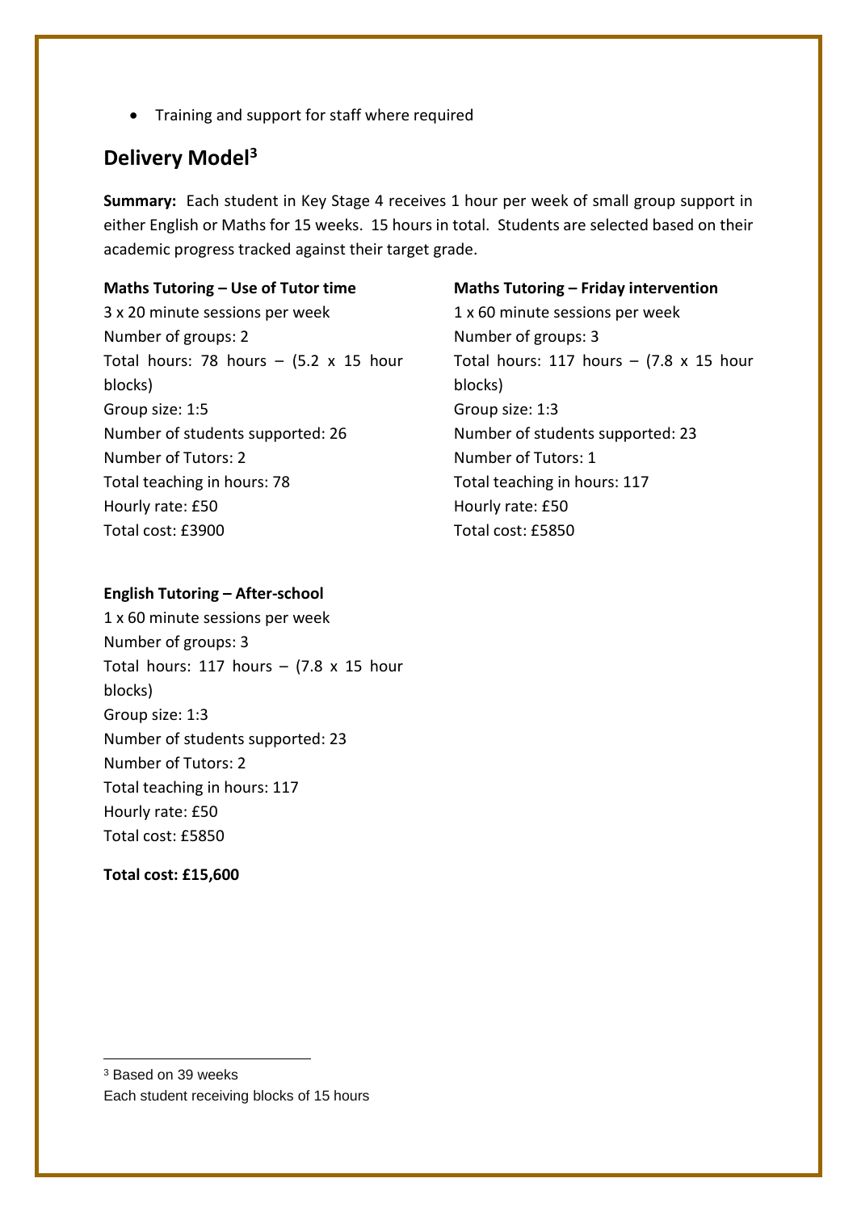- Training and support for staff where required

## Delivery Model[3]

**Summary:** Each student in Key Stage 4 receives 1 hour per week of small group support in either English or Maths for 15 weeks. 15 hours in total. Students are selected based on their academic progress tracked against their target grade.

**Maths Tutoring – Use of Tutor time**

3 x 20 minute sessions per week
Number of groups: 2
Total hours: 78 hours – (5.2 x 15 hour blocks)
Group size: 1:5
Number of students supported: 26
Number of Tutors: 2
Total teaching in hours: 78
Hourly rate: £50
Total cost: £3900

**Maths Tutoring – Friday intervention**

1 x 60 minute sessions per week
Number of groups: 3
Total hours: 117 hours – (7.8 x 15 hour blocks)
Group size: 1:3
Number of students supported: 23
Number of Tutors: 1
Total teaching in hours: 117
Hourly rate: £50
Total cost: £5850

**English Tutoring – After-school**

1 x 60 minute sessions per week
Number of groups: 3
Total hours: 117 hours – (7.8 x 15 hour blocks)
Group size: 1:3
Number of students supported: 23
Number of Tutors: 2
Total teaching in hours: 117
Hourly rate: £50
Total cost: £5850

**Total cost: £15,600**

---

[3] Based on 39 weeks
Each student receiving blocks of 15 hours